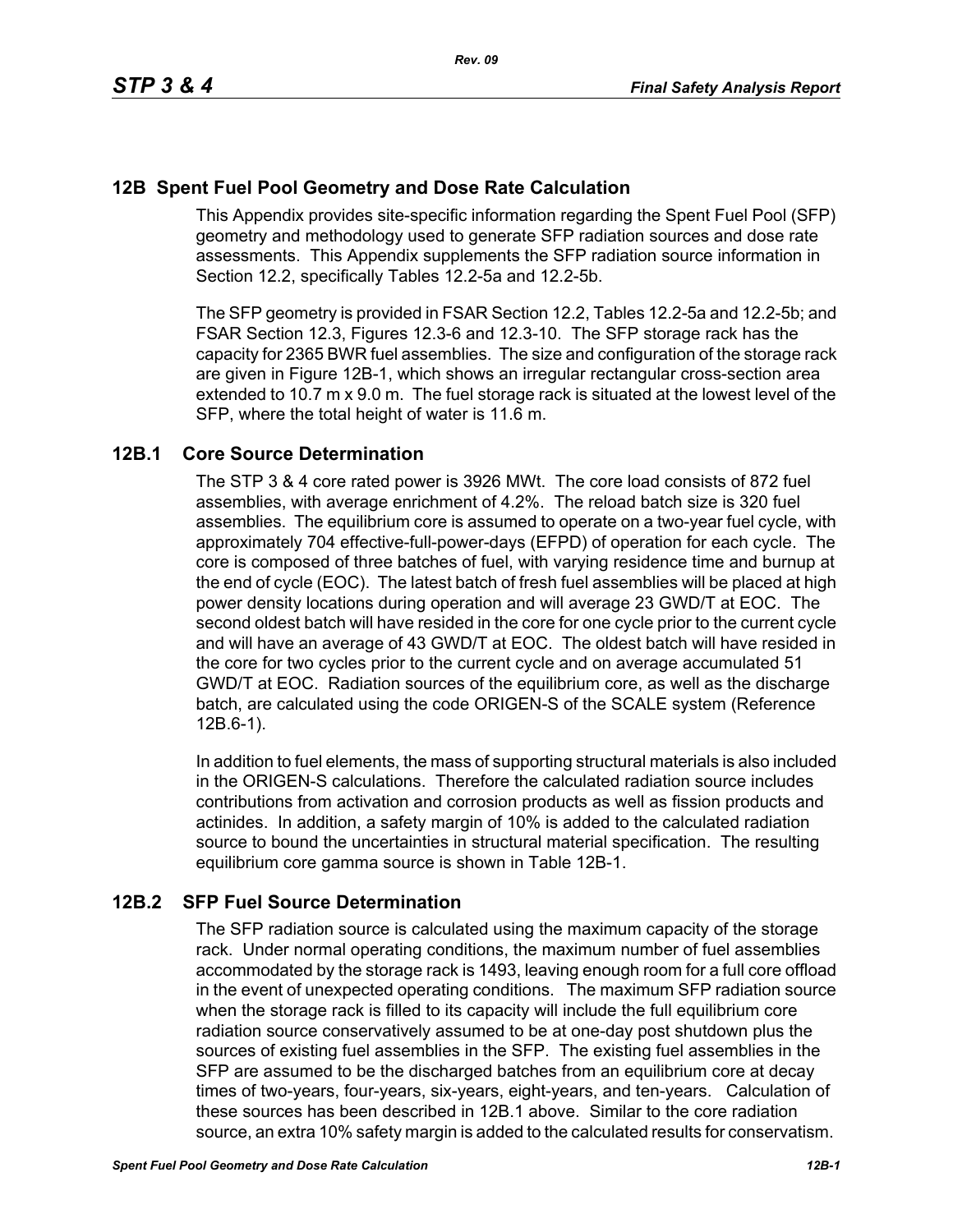# 12B Spent Fuel Pool Geometry and Dose Rate Calculation

This Appendix provides site-specific information regarding the Spent Fuel Pool (SFP) geometry and methodology used to generate SFP radiation sources and dose rate assessments. This Appendix supplements the SFP radiation source information in Section 12.2, specifically Tables 12.2-5a and 12.2-5b.

The SFP geometry is provided in FSAR Section 12.2, Tables 12.2-5a and 12.2-5b; and FSAR Section 12.3, Figures 12.3-6 and 12.3-10. The SFP storage rack has the capacity for 2365 BWR fuel assemblies. The size and configuration of the storage rack are given in Figure 12B-1, which shows an irregular rectangular cross-section area extended to 10.7 m x 9.0 m. The fuel storage rack is situated at the lowest level of the SFP, where the total height of water is 11.6 m.

## 12B.1 Core Source Determination

The STP 3 & 4 core rated power is 3926 MWt. The core load consists of 872 fuel assemblies, with average enrichment of 4.2%. The reload batch size is 320 fuel assemblies. The equilibrium core is assumed to operate on a two-year fuel cycle, with approximately 704 effective-full-power-days (EFPD) of operation for each cycle. The core is composed of three batches of fuel, with varying residence time and burnup at the end of cycle (EOC). The latest batch of fresh fuel assemblies will be placed at high power density locations during operation and will average 23 GWD/T at EOC. The second oldest batch will have resided in the core for one cycle prior to the current cycle and will have an average of 43 GWD/T at EOC. The oldest batch will have resided in the core for two cycles prior to the current cycle and on average accumulated 51 GWD/T at EOC. Radiation sources of the equilibrium core, as well as the discharge batch, are calculated using the code ORIGEN-S of the SCALE system (Reference 12B.6-1).

In addition to fuel elements, the mass of supporting structural materials is also included in the ORIGEN-S calculations. Therefore the calculated radiation source includes contributions from activation and corrosion products as well as fission products and actinides. In addition, a safety margin of 10% is added to the calculated radiation source to bound the uncertainties in structural material specification. The resulting equilibrium core gamma source is shown in Table 12B-1.

## 12B.2 SFP Fuel Source Determination

The SFP radiation source is calculated using the maximum capacity of the storage rack. Under normal operating conditions, the maximum number of fuel assemblies accommodated by the storage rack is 1493, leaving enough room for a full core offload in the event of unexpected operating conditions. The maximum SFP radiation source when the storage rack is filled to its capacity will include the full equilibrium core radiation source conservatively assumed to be at one-day post shutdown plus the sources of existing fuel assemblies in the SFP. The existing fuel assemblies in the SFP are assumed to be the discharged batches from an equilibrium core at decay times of two-years, four-years, six-years, eight-years, and ten-years. Calculation of these sources has been described in 12B.1 above. Similar to the core radiation source, an extra 10% safety margin is added to the calculated results for conservatism.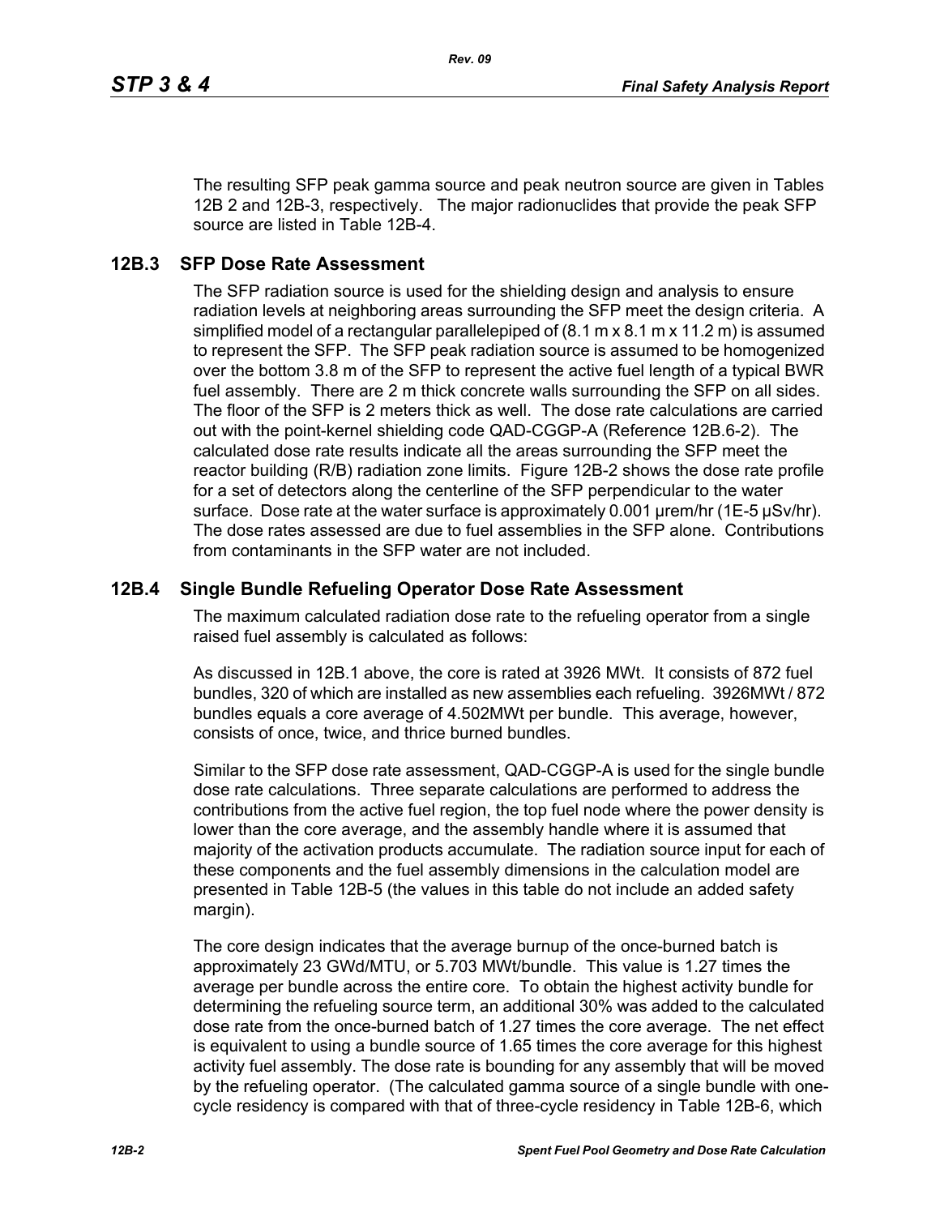The resulting SFP peak gamma source and peak neutron source are given in Tables 12B 2 and 12B-3, respectively. The major radionuclides that provide the peak SFP source are listed in Table 12B-4.

## 12B.3 SFP Dose Rate Assessment

The SFP radiation source is used for the shielding design and analysis to ensure radiation levels at neighboring areas surrounding the SFP meet the design criteria. A simplified model of a rectangular parallelepiped of (8.1 m x 8.1 m x 11.2 m) is assumed to represent the SFP. The SFP peak radiation source is assumed to be homogenized over the bottom 3.8 m of the SFP to represent the active fuel length of a typical BWR fuel assembly. There are 2 m thick concrete walls surrounding the SFP on all sides. The floor of the SFP is 2 meters thick as well. The dose rate calculations are carried out with the point-kernel shielding code QAD-CGGP-A (Reference 12B.6-2). The calculated dose rate results indicate all the areas surrounding the SFP meet the reactor building (R/B) radiation zone limits. Figure 12B-2 shows the dose rate profile for a set of detectors along the centerline of the SFP perpendicular to the water surface. Dose rate at the water surface is approximately 0.001 μrem/hr (1E-5 μSv/hr). The dose rates assessed are due to fuel assemblies in the SFP alone. Contributions from contaminants in the SFP water are not included.

## 12B.4 Single Bundle Refueling Operator Dose Rate Assessment

The maximum calculated radiation dose rate to the refueling operator from a single raised fuel assembly is calculated as follows:

As discussed in 12B.1 above, the core is rated at 3926 MWt. It consists of 872 fuel bundles, 320 of which are installed as new assemblies each refueling. 3926MWt / 872 bundles equals a core average of 4.502MWt per bundle. This average, however, consists of once, twice, and thrice burned bundles.

Similar to the SFP dose rate assessment, QAD-CGGP-A is used for the single bundle dose rate calculations. Three separate calculations are performed to address the contributions from the active fuel region, the top fuel node where the power density is lower than the core average, and the assembly handle where it is assumed that majority of the activation products accumulate. The radiation source input for each of these components and the fuel assembly dimensions in the calculation model are presented in Table 12B-5 (the values in this table do not include an added safety margin).

The core design indicates that the average burnup of the once-burned batch is approximately 23 GWd/MTU, or 5.703 MWt/bundle. This value is 1.27 times the average per bundle across the entire core. To obtain the highest activity bundle for determining the refueling source term, an additional 30% was added to the calculated dose rate from the once-burned batch of 1.27 times the core average. The net effect is equivalent to using a bundle source of 1.65 times the core average for this highest activity fuel assembly. The dose rate is bounding for any assembly that will be moved by the refueling operator. (The calculated gamma source of a single bundle with one-cycle residency is compared with that of three-cycle residency in Table 12B-6, which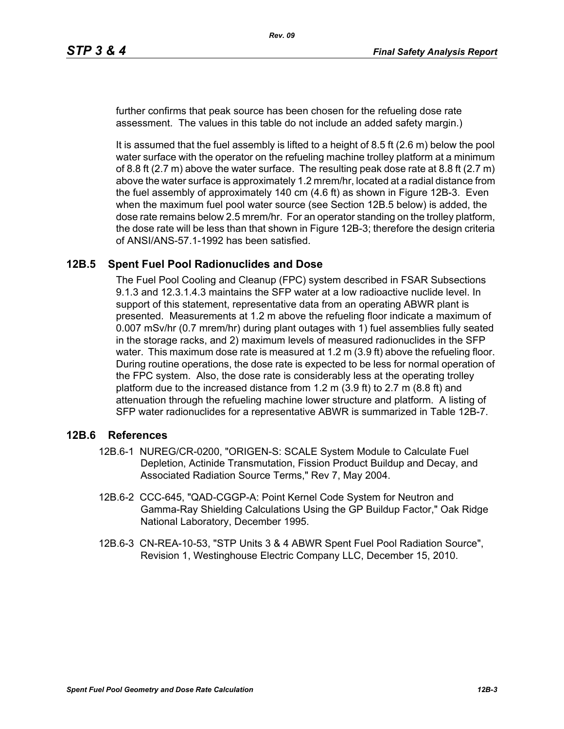further confirms that peak source has been chosen for the refueling dose rate assessment. The values in this table do not include an added safety margin.)

It is assumed that the fuel assembly is lifted to a height of 8.5 ft (2.6 m) below the pool water surface with the operator on the refueling machine trolley platform at a minimum of 8.8 ft (2.7 m) above the water surface. The resulting peak dose rate at 8.8 ft (2.7 m) above the water surface is approximately 1.2 mrem/hr, located at a radial distance from the fuel assembly of approximately 140 cm (4.6 ft) as shown in Figure 12B-3. Even when the maximum fuel pool water source (see Section 12B.5 below) is added, the dose rate remains below 2.5 mrem/hr. For an operator standing on the trolley platform, the dose rate will be less than that shown in Figure 12B-3; therefore the design criteria of ANSI/ANS-57.1-1992 has been satisfied.

## 12B.5 Spent Fuel Pool Radionuclides and Dose

The Fuel Pool Cooling and Cleanup (FPC) system described in FSAR Subsections 9.1.3 and 12.3.1.4.3 maintains the SFP water at a low radioactive nuclide level. In support of this statement, representative data from an operating ABWR plant is presented. Measurements at 1.2 m above the refueling floor indicate a maximum of 0.007 mSv/hr (0.7 mrem/hr) during plant outages with 1) fuel assemblies fully seated in the storage racks, and 2) maximum levels of measured radionuclides in the SFP water. This maximum dose rate is measured at 1.2 m (3.9 ft) above the refueling floor. During routine operations, the dose rate is expected to be less for normal operation of the FPC system. Also, the dose rate is considerably less at the operating trolley platform due to the increased distance from 1.2 m (3.9 ft) to 2.7 m (8.8 ft) and attenuation through the refueling machine lower structure and platform. A listing of SFP water radionuclides for a representative ABWR is summarized in Table 12B-7.

## 12B.6 References

12B.6-1 NUREG/CR-0200, "ORIGEN-S: SCALE System Module to Calculate Fuel Depletion, Actinide Transmutation, Fission Product Buildup and Decay, and Associated Radiation Source Terms," Rev 7, May 2004.

12B.6-2 CCC-645, "QAD-CGGP-A: Point Kernel Code System for Neutron and Gamma-Ray Shielding Calculations Using the GP Buildup Factor," Oak Ridge National Laboratory, December 1995.

12B.6-3 CN-REA-10-53, "STP Units 3 & 4 ABWR Spent Fuel Pool Radiation Source", Revision 1, Westinghouse Electric Company LLC, December 15, 2010.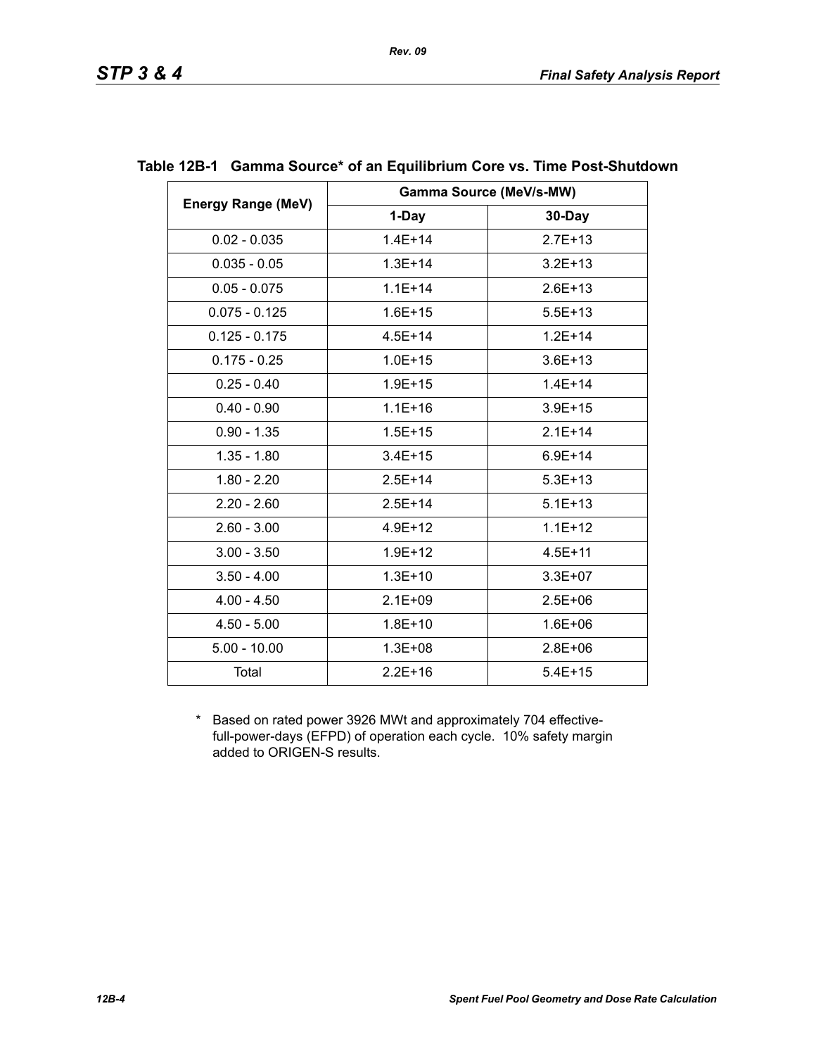**Table 12B-1 Gamma Source* of an Equilibrium Core vs. Time Post-Shutdown**

| Energy Range (MeV) | Gamma Source (MeV/s-MW) | |
|---|---|---|
| | 1-Day | 30-Day |
| 0.02 - 0.035 | 1.4E+14 | 2.7E+13 |
| 0.035 - 0.05 | 1.3E+14 | 3.2E+13 |
| 0.05 - 0.075 | 1.1E+14 | 2.6E+13 |
| 0.075 - 0.125 | 1.6E+15 | 5.5E+13 |
| 0.125 - 0.175 | 4.5E+14 | 1.2E+14 |
| 0.175 - 0.25 | 1.0E+15 | 3.6E+13 |
| 0.25 - 0.40 | 1.9E+15 | 1.4E+14 |
| 0.40 - 0.90 | 1.1E+16 | 3.9E+15 |
| 0.90 - 1.35 | 1.5E+15 | 2.1E+14 |
| 1.35 - 1.80 | 3.4E+15 | 6.9E+14 |
| 1.80 - 2.20 | 2.5E+14 | 5.3E+13 |
| 2.20 - 2.60 | 2.5E+14 | 5.1E+13 |
| 2.60 - 3.00 | 4.9E+12 | 1.1E+12 |
| 3.00 - 3.50 | 1.9E+12 | 4.5E+11 |
| 3.50 - 4.00 | 1.3E+10 | 3.3E+07 |
| 4.00 - 4.50 | 2.1E+09 | 2.5E+06 |
| 4.50 - 5.00 | 1.8E+10 | 1.6E+06 |
| 5.00 - 10.00 | 1.3E+08 | 2.8E+06 |
| Total | 2.2E+16 | 5.4E+15 |

\* Based on rated power 3926 MWt and approximately 704 effective-full-power-days (EFPD) of operation each cycle. 10% safety margin added to ORIGEN-S results.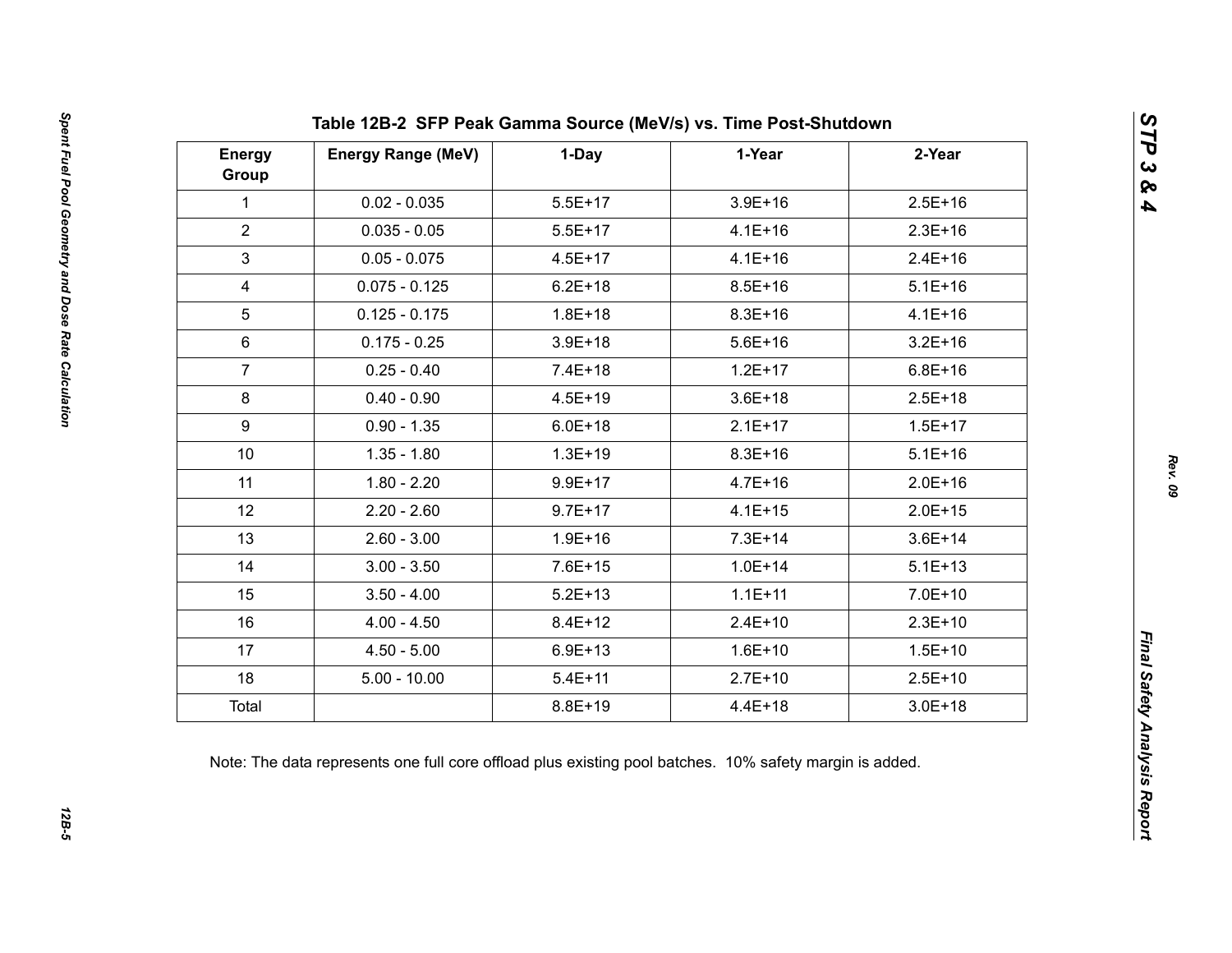## Table 12B-2 SFP Peak Gamma Source (MeV/s) vs. Time Post-Shutdown

| Energy Group | Energy Range (MeV) | 1-Day | 1-Year | 2-Year |
|---|---|---|---|---|
| 1 | 0.02 - 0.035 | 5.5E+17 | 3.9E+16 | 2.5E+16 |
| 2 | 0.035 - 0.05 | 5.5E+17 | 4.1E+16 | 2.3E+16 |
| 3 | 0.05 - 0.075 | 4.5E+17 | 4.1E+16 | 2.4E+16 |
| 4 | 0.075 - 0.125 | 6.2E+18 | 8.5E+16 | 5.1E+16 |
| 5 | 0.125 - 0.175 | 1.8E+18 | 8.3E+16 | 4.1E+16 |
| 6 | 0.175 - 0.25 | 3.9E+18 | 5.6E+16 | 3.2E+16 |
| 7 | 0.25 - 0.40 | 7.4E+18 | 1.2E+17 | 6.8E+16 |
| 8 | 0.40 - 0.90 | 4.5E+19 | 3.6E+18 | 2.5E+18 |
| 9 | 0.90 - 1.35 | 6.0E+18 | 2.1E+17 | 1.5E+17 |
| 10 | 1.35 - 1.80 | 1.3E+19 | 8.3E+16 | 5.1E+16 |
| 11 | 1.80 - 2.20 | 9.9E+17 | 4.7E+16 | 2.0E+16 |
| 12 | 2.20 - 2.60 | 9.7E+17 | 4.1E+15 | 2.0E+15 |
| 13 | 2.60 - 3.00 | 1.9E+16 | 7.3E+14 | 3.6E+14 |
| 14 | 3.00 - 3.50 | 7.6E+15 | 1.0E+14 | 5.1E+13 |
| 15 | 3.50 - 4.00 | 5.2E+13 | 1.1E+11 | 7.0E+10 |
| 16 | 4.00 - 4.50 | 8.4E+12 | 2.4E+10 | 2.3E+10 |
| 17 | 4.50 - 5.00 | 6.9E+13 | 1.6E+10 | 1.5E+10 |
| 18 | 5.00 - 10.00 | 5.4E+11 | 2.7E+10 | 2.5E+10 |
| Total | | 8.8E+19 | 4.4E+18 | 3.0E+18 |

Note: The data represents one full core offload plus existing pool batches. 10% safety margin is added.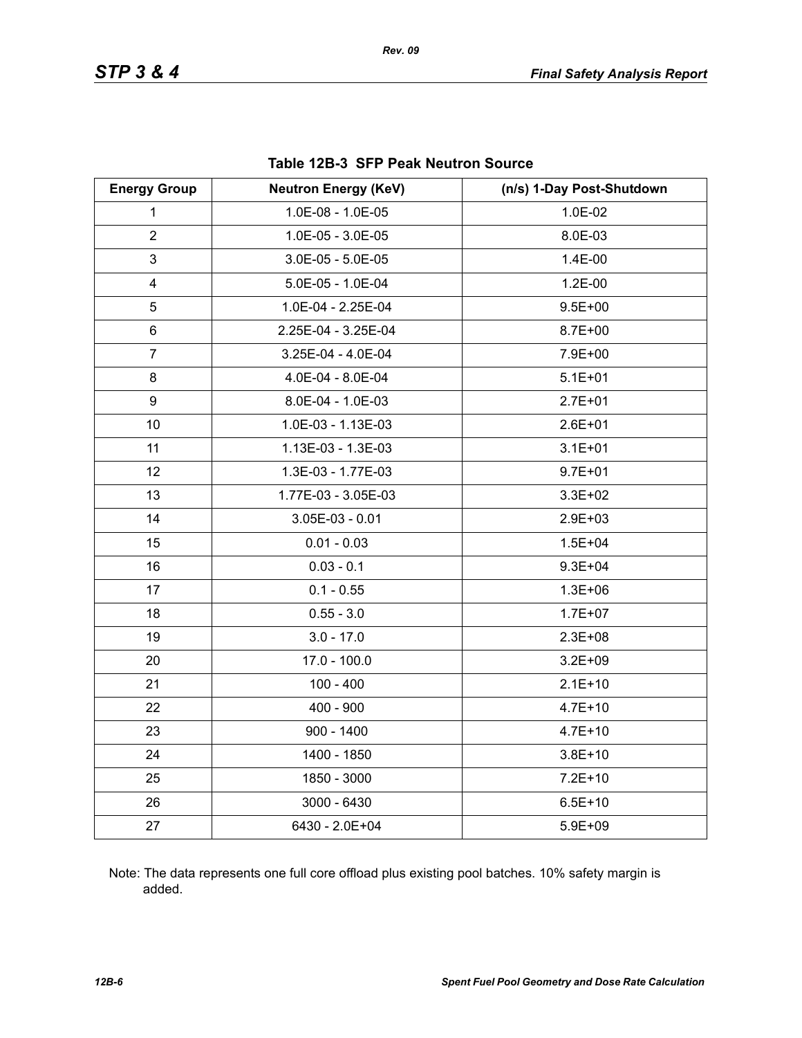**Table 12B-3 SFP Peak Neutron Source**

| Energy Group | Neutron Energy (KeV) | (n/s) 1-Day Post-Shutdown |
|---|---|---|
| 1 | 1.0E-08 - 1.0E-05 | 1.0E-02 |
| 2 | 1.0E-05 - 3.0E-05 | 8.0E-03 |
| 3 | 3.0E-05 - 5.0E-05 | 1.4E-00 |
| 4 | 5.0E-05 - 1.0E-04 | 1.2E-00 |
| 5 | 1.0E-04 - 2.25E-04 | 9.5E+00 |
| 6 | 2.25E-04 - 3.25E-04 | 8.7E+00 |
| 7 | 3.25E-04 - 4.0E-04 | 7.9E+00 |
| 8 | 4.0E-04 - 8.0E-04 | 5.1E+01 |
| 9 | 8.0E-04 - 1.0E-03 | 2.7E+01 |
| 10 | 1.0E-03 - 1.13E-03 | 2.6E+01 |
| 11 | 1.13E-03 - 1.3E-03 | 3.1E+01 |
| 12 | 1.3E-03 - 1.77E-03 | 9.7E+01 |
| 13 | 1.77E-03 - 3.05E-03 | 3.3E+02 |
| 14 | 3.05E-03 - 0.01 | 2.9E+03 |
| 15 | 0.01 - 0.03 | 1.5E+04 |
| 16 | 0.03 - 0.1 | 9.3E+04 |
| 17 | 0.1 - 0.55 | 1.3E+06 |
| 18 | 0.55 - 3.0 | 1.7E+07 |
| 19 | 3.0 - 17.0 | 2.3E+08 |
| 20 | 17.0 - 100.0 | 3.2E+09 |
| 21 | 100 - 400 | 2.1E+10 |
| 22 | 400 - 900 | 4.7E+10 |
| 23 | 900 - 1400 | 4.7E+10 |
| 24 | 1400 - 1850 | 3.8E+10 |
| 25 | 1850 - 3000 | 7.2E+10 |
| 26 | 3000 - 6430 | 6.5E+10 |
| 27 | 6430 - 2.0E+04 | 5.9E+09 |

Note: The data represents one full core offload plus existing pool batches. 10% safety margin is added.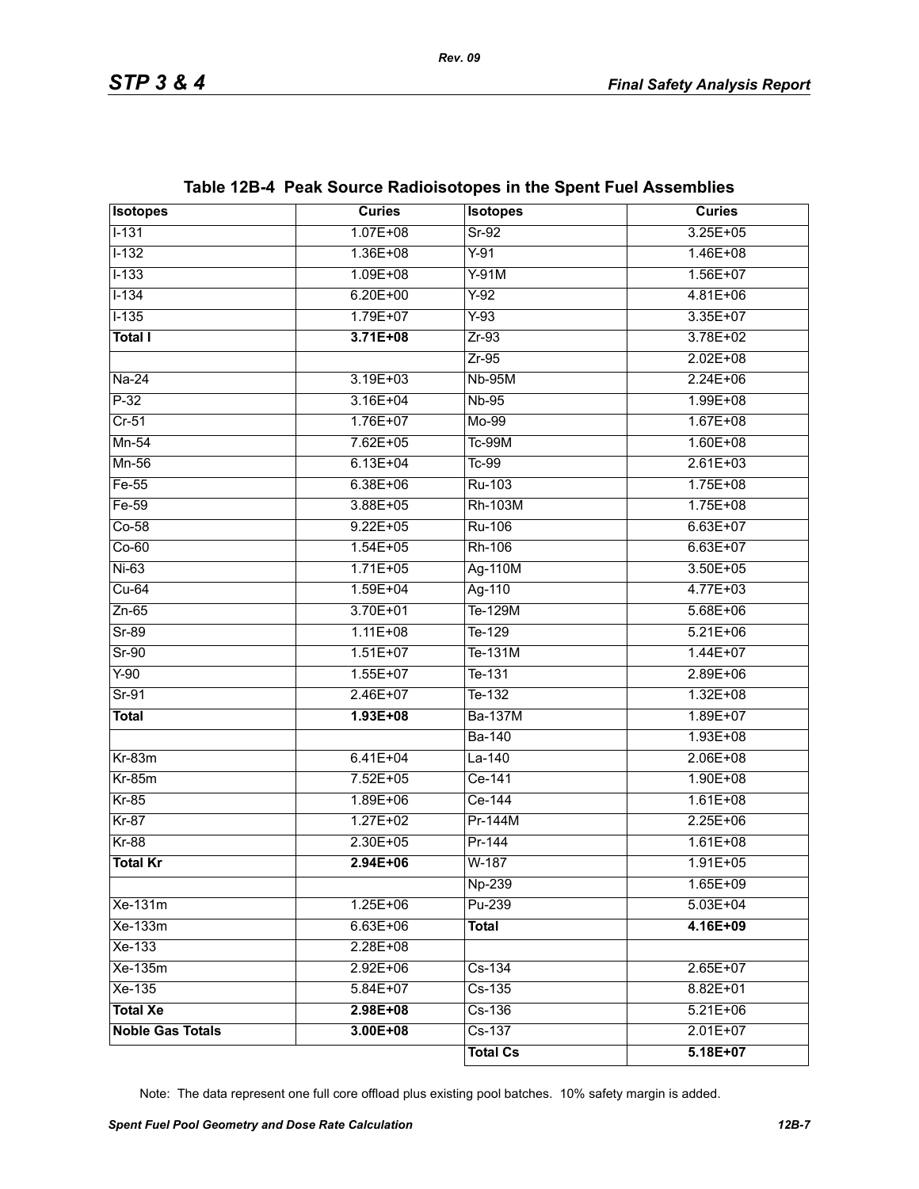**Table 12B-4 Peak Source Radioisotopes in the Spent Fuel Assemblies**

| Isotopes | Curies | Isotopes | Curies |
|---|---|---|---|
| I-131 | 1.07E+08 | Sr-92 | 3.25E+05 |
| I-132 | 1.36E+08 | Y-91 | 1.46E+08 |
| I-133 | 1.09E+08 | Y-91M | 1.56E+07 |
| I-134 | 6.20E+00 | Y-92 | 4.81E+06 |
| I-135 | 1.79E+07 | Y-93 | 3.35E+07 |
| **Total I** | **3.71E+08** | Zr-93 | 3.78E+02 |
| | | Zr-95 | 2.02E+08 |
| Na-24 | 3.19E+03 | Nb-95M | 2.24E+06 |
| P-32 | 3.16E+04 | Nb-95 | 1.99E+08 |
| Cr-51 | 1.76E+07 | Mo-99 | 1.67E+08 |
| Mn-54 | 7.62E+05 | Tc-99M | 1.60E+08 |
| Mn-56 | 6.13E+04 | Tc-99 | 2.61E+03 |
| Fe-55 | 6.38E+06 | Ru-103 | 1.75E+08 |
| Fe-59 | 3.88E+05 | Rh-103M | 1.75E+08 |
| Co-58 | 9.22E+05 | Ru-106 | 6.63E+07 |
| Co-60 | 1.54E+05 | Rh-106 | 6.63E+07 |
| Ni-63 | 1.71E+05 | Ag-110M | 3.50E+05 |
| Cu-64 | 1.59E+04 | Ag-110 | 4.77E+03 |
| Zn-65 | 3.70E+01 | Te-129M | 5.68E+06 |
| Sr-89 | 1.11E+08 | Te-129 | 5.21E+06 |
| Sr-90 | 1.51E+07 | Te-131M | 1.44E+07 |
| Y-90 | 1.55E+07 | Te-131 | 2.89E+06 |
| Sr-91 | 2.46E+07 | Te-132 | 1.32E+08 |
| **Total** | **1.93E+08** | Ba-137M | 1.89E+07 |
| | | Ba-140 | 1.93E+08 |
| Kr-83m | 6.41E+04 | La-140 | 2.06E+08 |
| Kr-85m | 7.52E+05 | Ce-141 | 1.90E+08 |
| Kr-85 | 1.89E+06 | Ce-144 | 1.61E+08 |
| Kr-87 | 1.27E+02 | Pr-144M | 2.25E+06 |
| Kr-88 | 2.30E+05 | Pr-144 | 1.61E+08 |
| **Total Kr** | **2.94E+06** | W-187 | 1.91E+05 |
| | | Np-239 | 1.65E+09 |
| Xe-131m | 1.25E+06 | Pu-239 | 5.03E+04 |
| Xe-133m | 6.63E+06 | **Total** | **4.16E+09** |
| Xe-133 | 2.28E+08 | | |
| Xe-135m | 2.92E+06 | Cs-134 | 2.65E+07 |
| Xe-135 | 5.84E+07 | Cs-135 | 8.82E+01 |
| **Total Xe** | **2.98E+08** | Cs-136 | 5.21E+06 |
| **Noble Gas Totals** | **3.00E+08** | Cs-137 | 2.01E+07 |
| | | **Total Cs** | **5.18E+07** |

Note: The data represent one full core offload plus existing pool batches. 10% safety margin is added.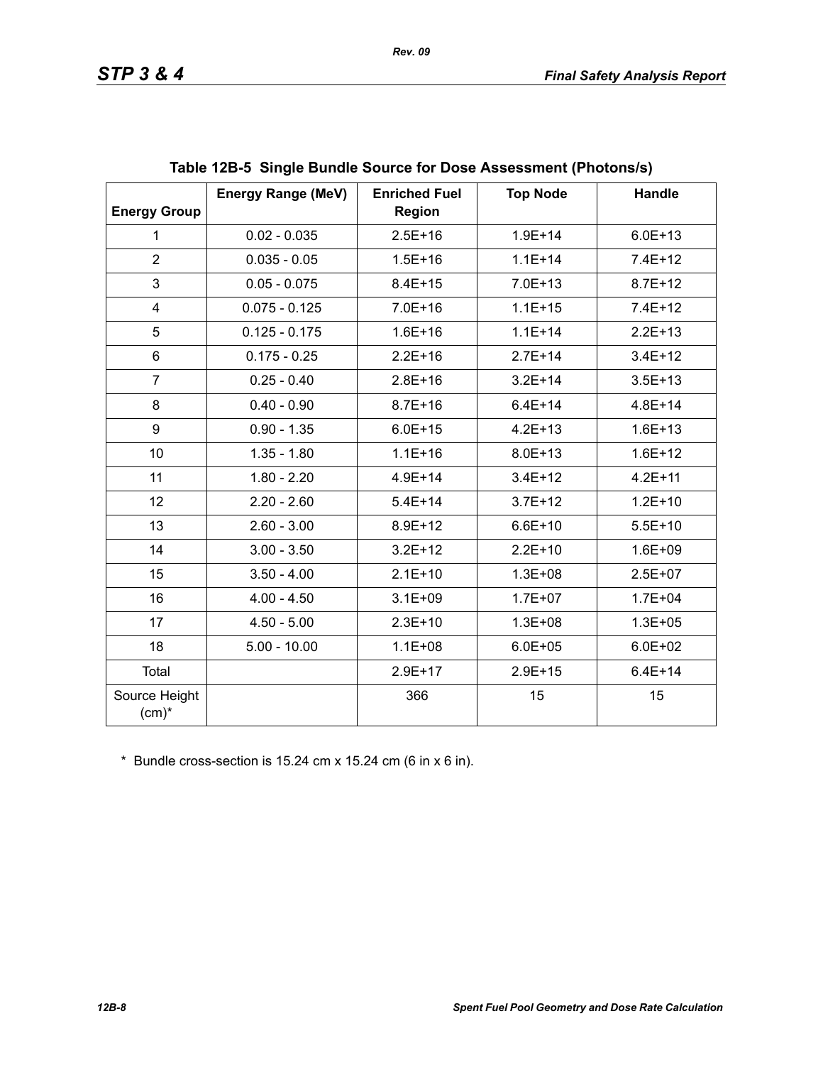**Table 12B-5 Single Bundle Source for Dose Assessment (Photons/s)**

| Energy Group | Energy Range (MeV) | Enriched Fuel Region | Top Node | Handle |
|---|---|---|---|---|
| 1 | 0.02 - 0.035 | 2.5E+16 | 1.9E+14 | 6.0E+13 |
| 2 | 0.035 - 0.05 | 1.5E+16 | 1.1E+14 | 7.4E+12 |
| 3 | 0.05 - 0.075 | 8.4E+15 | 7.0E+13 | 8.7E+12 |
| 4 | 0.075 - 0.125 | 7.0E+16 | 1.1E+15 | 7.4E+12 |
| 5 | 0.125 - 0.175 | 1.6E+16 | 1.1E+14 | 2.2E+13 |
| 6 | 0.175 - 0.25 | 2.2E+16 | 2.7E+14 | 3.4E+12 |
| 7 | 0.25 - 0.40 | 2.8E+16 | 3.2E+14 | 3.5E+13 |
| 8 | 0.40 - 0.90 | 8.7E+16 | 6.4E+14 | 4.8E+14 |
| 9 | 0.90 - 1.35 | 6.0E+15 | 4.2E+13 | 1.6E+13 |
| 10 | 1.35 - 1.80 | 1.1E+16 | 8.0E+13 | 1.6E+12 |
| 11 | 1.80 - 2.20 | 4.9E+14 | 3.4E+12 | 4.2E+11 |
| 12 | 2.20 - 2.60 | 5.4E+14 | 3.7E+12 | 1.2E+10 |
| 13 | 2.60 - 3.00 | 8.9E+12 | 6.6E+10 | 5.5E+10 |
| 14 | 3.00 - 3.50 | 3.2E+12 | 2.2E+10 | 1.6E+09 |
| 15 | 3.50 - 4.00 | 2.1E+10 | 1.3E+08 | 2.5E+07 |
| 16 | 4.00 - 4.50 | 3.1E+09 | 1.7E+07 | 1.7E+04 |
| 17 | 4.50 - 5.00 | 2.3E+10 | 1.3E+08 | 1.3E+05 |
| 18 | 5.00 - 10.00 | 1.1E+08 | 6.0E+05 | 6.0E+02 |
| Total | | 2.9E+17 | 2.9E+15 | 6.4E+14 |
| Source Height (cm)* | | 366 | 15 | 15 |

\* Bundle cross-section is 15.24 cm x 15.24 cm (6 in x 6 in).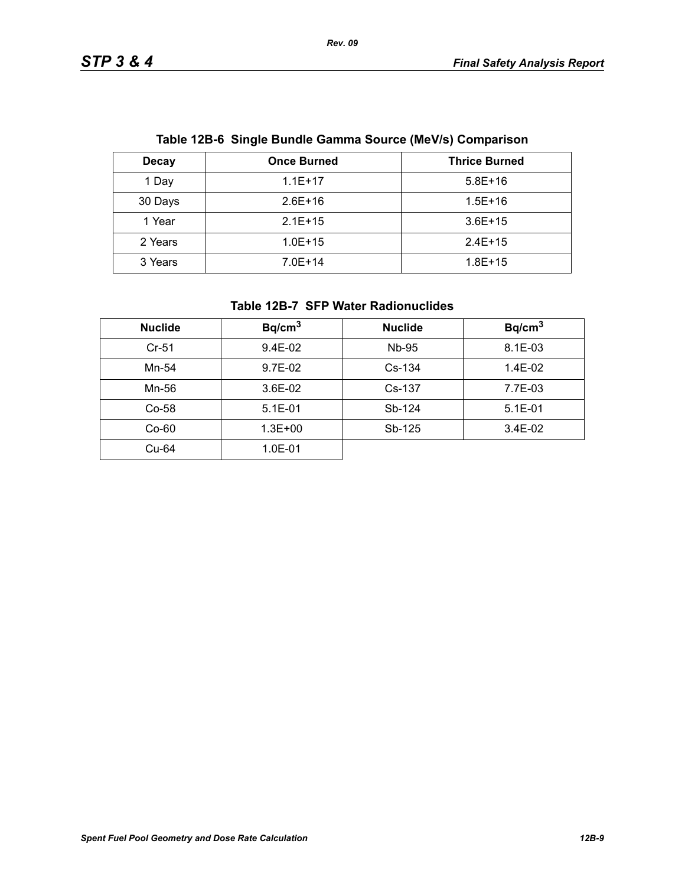**Table 12B-6 Single Bundle Gamma Source (MeV/s) Comparison**

| Decay | Once Burned | Thrice Burned |
|---|---|---|
| 1 Day | 1.1E+17 | 5.8E+16 |
| 30 Days | 2.6E+16 | 1.5E+16 |
| 1 Year | 2.1E+15 | 3.6E+15 |
| 2 Years | 1.0E+15 | 2.4E+15 |
| 3 Years | 7.0E+14 | 1.8E+15 |

**Table 12B-7 SFP Water Radionuclides**

| Nuclide | $Bq/cm^3$ | Nuclide | $Bq/cm^3$ |
|---|---|---|---|
| Cr-51 | 9.4E-02 | Nb-95 | 8.1E-03 |
| Mn-54 | 9.7E-02 | Cs-134 | 1.4E-02 |
| Mn-56 | 3.6E-02 | Cs-137 | 7.7E-03 |
| Co-58 | 5.1E-01 | Sb-124 | 5.1E-01 |
| Co-60 | 1.3E+00 | Sb-125 | 3.4E-02 |
| Cu-64 | 1.0E-01 | | |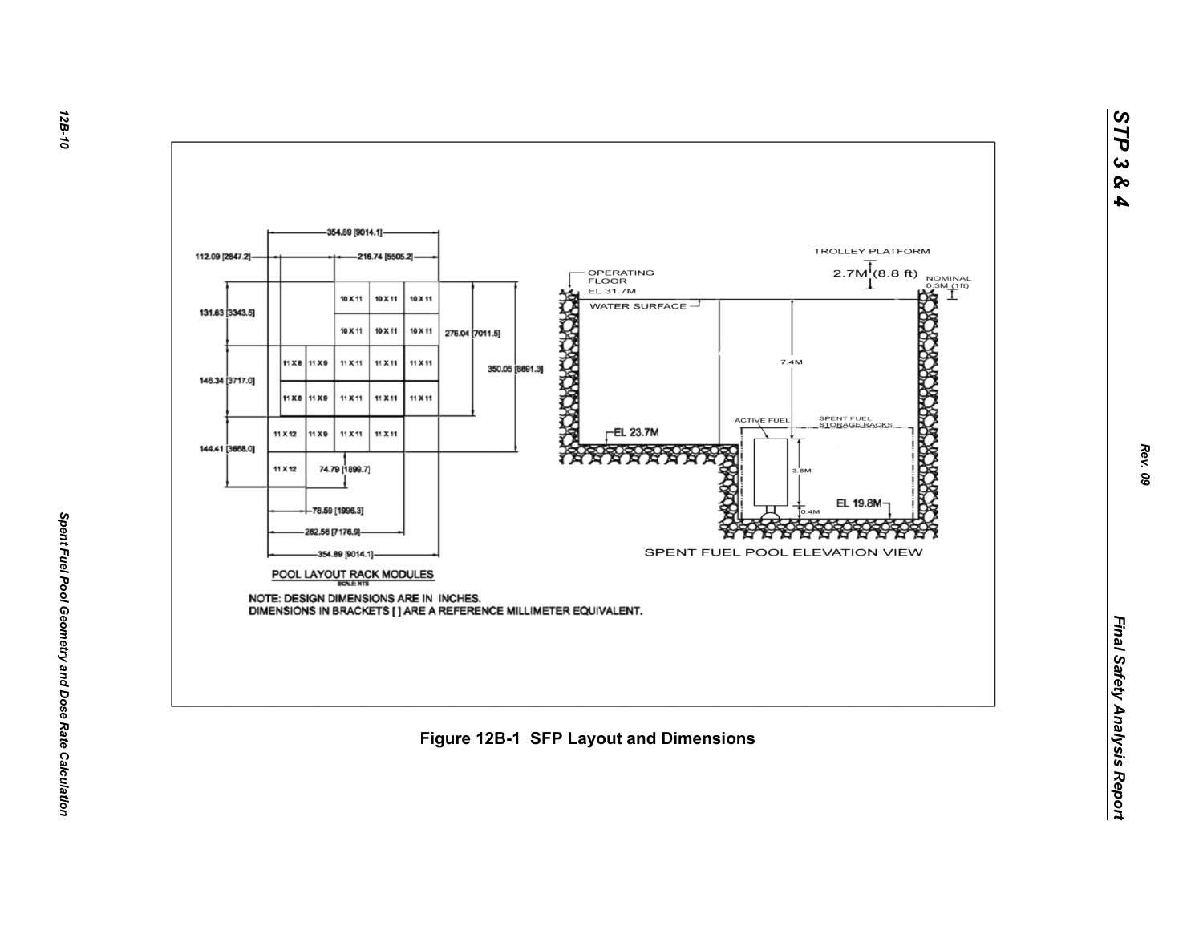POOL LAYOUT RACK MODULES

SCALE NTS

NOTE: DESIGN DIMENSIONS ARE IN INCHES.
DIMENSIONS IN BRACKETS [ ] ARE A REFERENCE MILLIMETER EQUIVALENT.

SPENT FUEL POOL ELEVATION VIEW

Figure 12B-1 SFP Layout and Dimensions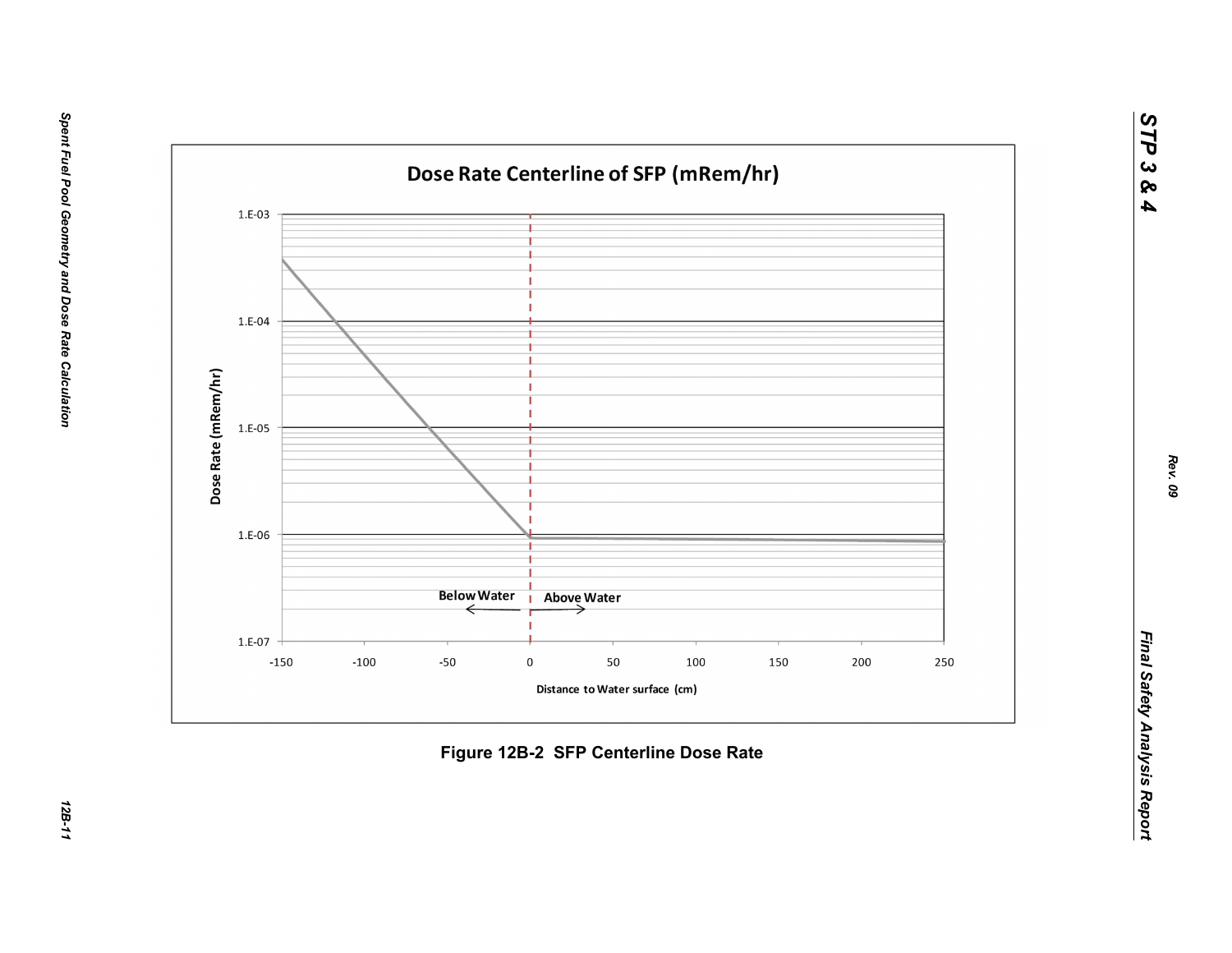Dose Rate Centerline of SFP (mRem/hr)

Dose Rate (mRem/hr)

1.E-03

1.E-04

1.E-05

1.E-06

1.E-07

Below Water

Above Water

-150 -100 -50 0 50 100 150 200 250

Distance to Water surface (cm)

**Figure 12B-2 SFP Centerline Dose Rate**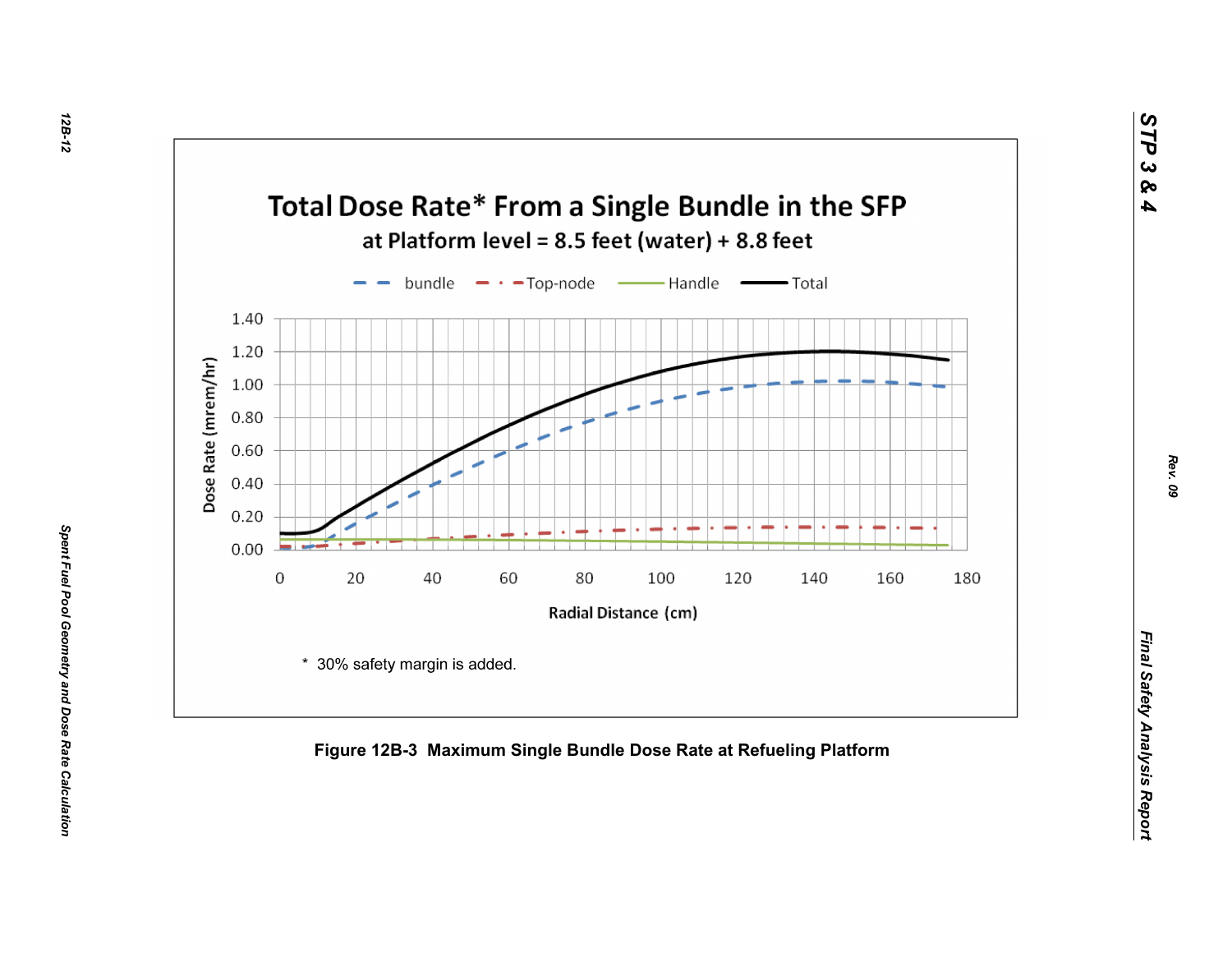Total Dose Rate* From a Single Bundle in the SFP

at Platform level = 8.5 feet (water) + 8.8 feet

bundle

Top-node

Handle

Total

Dose Rate (mrem/hr)

1.40

1.20

1.00

0.80

0.60

0.40

0.20

0.00

0

20

40

60

80

100

120

140

160

180

Radial Distance (cm)

\* 30% safety margin is added.

**Figure 12B-3 Maximum Single Bundle Dose Rate at Refueling Platform**